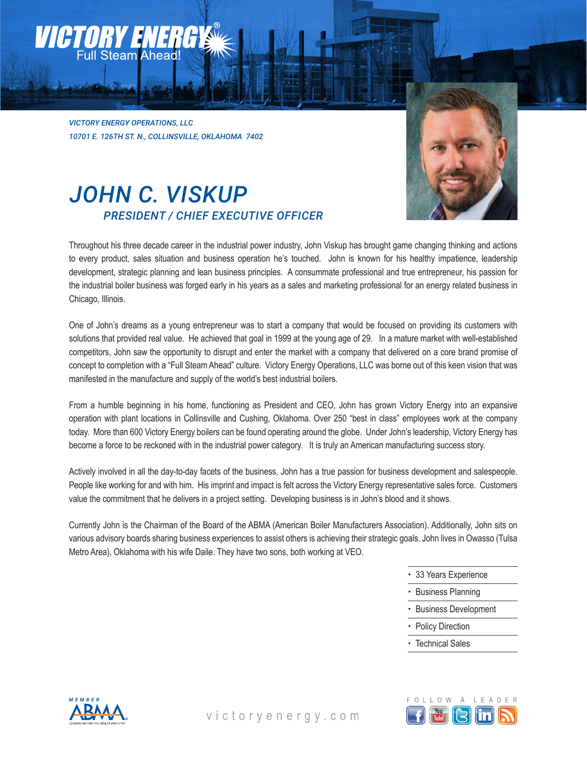VICTORY ENERGY®
Full Steam Ahead!

*VICTORY ENERGY OPERATIONS, LLC*
*10701 E. 126TH ST. N., COLLINSVILLE, OKLAHOMA 7402*

# *JOHN C. VISKUP*

## *PRESIDENT / CHIEF EXECUTIVE OFFICER*

Throughout his three decade career in the industrial power industry, John Viskup has brought game changing thinking and actions to every product, sales situation and business operation he's touched. John is known for his healthy impatience, leadership development, strategic planning and lean business principles. A consummate professional and true entrepreneur, his passion for the industrial boiler business was forged early in his years as a sales and marketing professional for an energy related business in Chicago, Illinois.

One of John's dreams as a young entrepreneur was to start a company that would be focused on providing its customers with solutions that provided real value. He achieved that goal in 1999 at the young age of 29. In a mature market with well-established competitors, John saw the opportunity to disrupt and enter the market with a company that delivered on a core brand promise of concept to completion with a "Full Steam Ahead" culture. Victory Energy Operations, LLC was borne out of this keen vision that was manifested in the manufacture and supply of the world's best industrial boilers.

From a humble beginning in his home, functioning as President and CEO, John has grown Victory Energy into an expansive operation with plant locations in Collinsville and Cushing, Oklahoma. Over 250 "best in class" employees work at the company today. More than 600 Victory Energy boilers can be found operating around the globe. Under John's leadership, Victory Energy has become a force to be reckoned with in the industrial power category. It is truly an American manufacturing success story.

Actively involved in all the day-to-day facets of the business, John has a true passion for business development and salespeople. People like working for and with him. His imprint and impact is felt across the Victory Energy representative sales force. Customers value the commitment that he delivers in a project setting. Developing business is in John's blood and it shows.

Currently John is the Chairman of the Board of the ABMA (American Boiler Manufacturers Association). Additionally, John sits on various advisory boards sharing business experiences to assist others is achieving their strategic goals. John lives in Owasso (Tulsa Metro Area), Oklahoma with his wife Daile. They have two sons, both working at VEO.

- 33 Years Experience
- Business Planning
- Business Development
- Policy Direction
- Technical Sales

MEMBER ABMA — LEADERSHIP FOR THE BOILER INDUSTRY

victoryenergy.com

FOLLOW A LEADER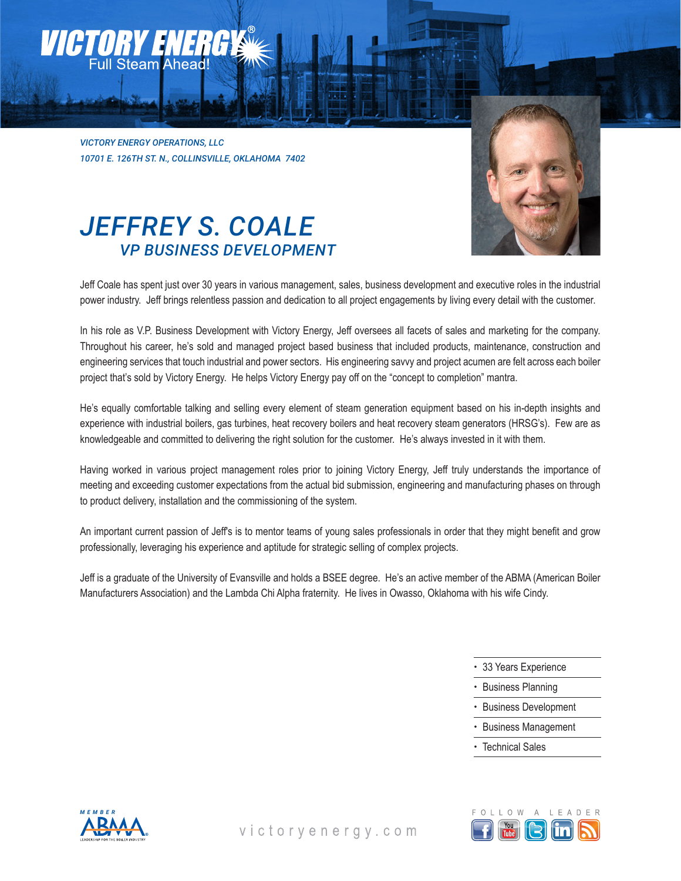VICTORY ENERGY®
Full Steam Ahead!

*VICTORY ENERGY OPERATIONS, LLC*
*10701 E. 126TH ST. N., COLLINSVILLE, OKLAHOMA 7402*

# *JEFFREY S. COALE*
## *VP BUSINESS DEVELOPMENT*

Jeff Coale has spent just over 30 years in various management, sales, business development and executive roles in the industrial power industry. Jeff brings relentless passion and dedication to all project engagements by living every detail with the customer.

In his role as V.P. Business Development with Victory Energy, Jeff oversees all facets of sales and marketing for the company. Throughout his career, he's sold and managed project based business that included products, maintenance, construction and engineering services that touch industrial and power sectors. His engineering savvy and project acumen are felt across each boiler project that's sold by Victory Energy. He helps Victory Energy pay off on the "concept to completion" mantra.

He's equally comfortable talking and selling every element of steam generation equipment based on his in-depth insights and experience with industrial boilers, gas turbines, heat recovery boilers and heat recovery steam generators (HRSG's). Few are as knowledgeable and committed to delivering the right solution for the customer. He's always invested in it with them.

Having worked in various project management roles prior to joining Victory Energy, Jeff truly understands the importance of meeting and exceeding customer expectations from the actual bid submission, engineering and manufacturing phases on through to product delivery, installation and the commissioning of the system.

An important current passion of Jeff's is to mentor teams of young sales professionals in order that they might benefit and grow professionally, leveraging his experience and aptitude for strategic selling of complex projects.

Jeff is a graduate of the University of Evansville and holds a BSEE degree. He's an active member of the ABMA (American Boiler Manufacturers Association) and the Lambda Chi Alpha fraternity. He lives in Owasso, Oklahoma with his wife Cindy.

- 33 Years Experience
- Business Planning
- Business Development
- Business Management
- Technical Sales

MEMBER ABMA — LEADERSHIP FOR THE BOILER INDUSTRY

victoryenergy.com

FOLLOW A LEADER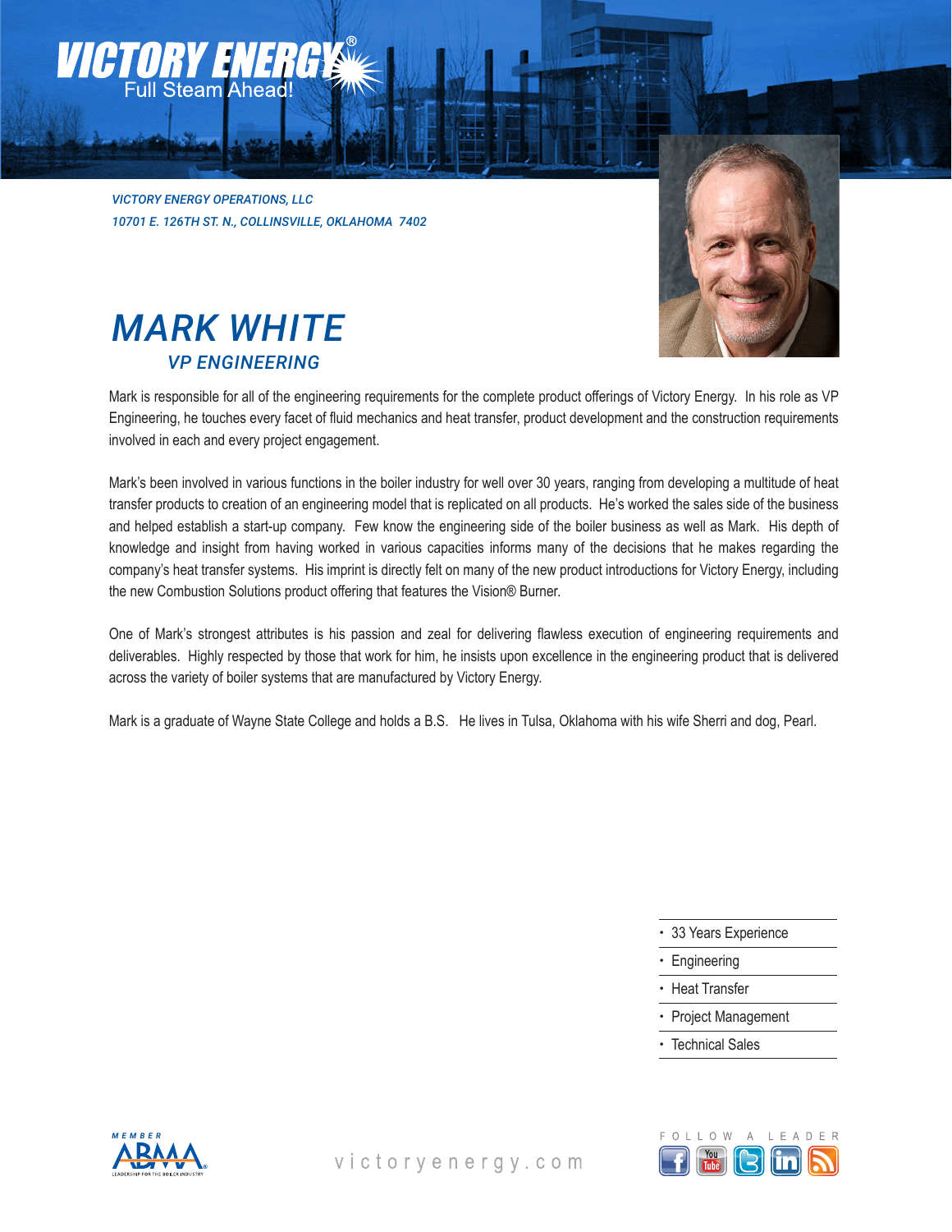VICTORY ENERGY®
Full Steam Ahead!

*VICTORY ENERGY OPERATIONS, LLC*
*10701 E. 126TH ST. N., COLLINSVILLE, OKLAHOMA 7402*

# MARK WHITE

## VP ENGINEERING

Mark is responsible for all of the engineering requirements for the complete product offerings of Victory Energy. In his role as VP Engineering, he touches every facet of fluid mechanics and heat transfer, product development and the construction requirements involved in each and every project engagement.

Mark's been involved in various functions in the boiler industry for well over 30 years, ranging from developing a multitude of heat transfer products to creation of an engineering model that is replicated on all products. He's worked the sales side of the business and helped establish a start-up company. Few know the engineering side of the boiler business as well as Mark. His depth of knowledge and insight from having worked in various capacities informs many of the decisions that he makes regarding the company's heat transfer systems. His imprint is directly felt on many of the new product introductions for Victory Energy, including the new Combustion Solutions product offering that features the Vision® Burner.

One of Mark's strongest attributes is his passion and zeal for delivering flawless execution of engineering requirements and deliverables. Highly respected by those that work for him, he insists upon excellence in the engineering product that is delivered across the variety of boiler systems that are manufactured by Victory Energy.

Mark is a graduate of Wayne State College and holds a B.S. He lives in Tulsa, Oklahoma with his wife Sherri and dog, Pearl.

- 33 Years Experience
- Engineering
- Heat Transfer
- Project Management
- Technical Sales

MEMBER ABMA LEADERSHIP FOR THE BOILER INDUSTRY

victoryenergy.com

FOLLOW A LEADER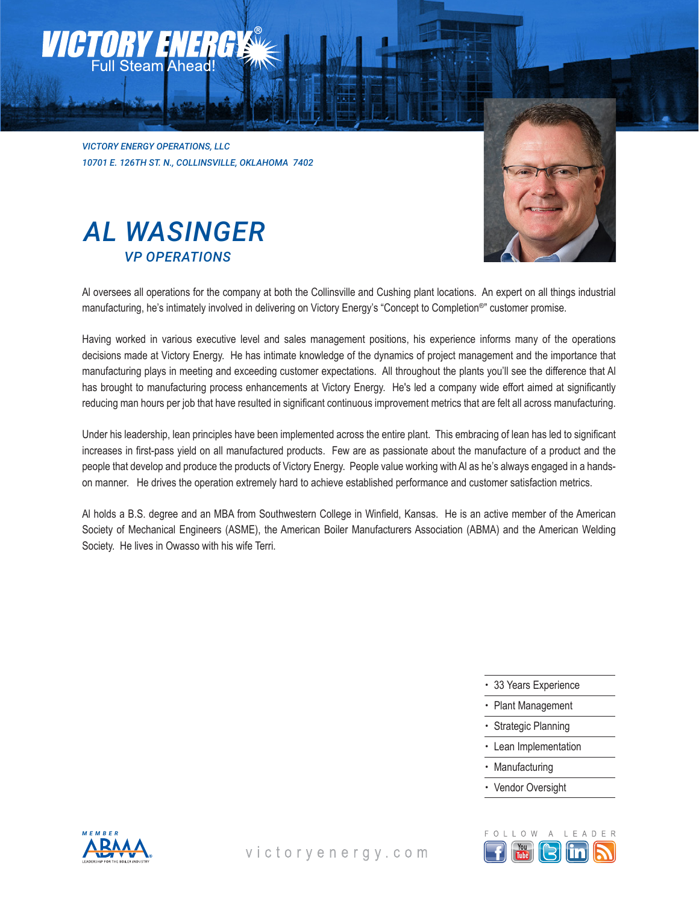VICTORY ENERGY OPERATIONS, LLC
10701 E. 126TH ST. N., COLLINSVILLE, OKLAHOMA 7402

# AL WASINGER

## VP OPERATIONS

Al oversees all operations for the company at both the Collinsville and Cushing plant locations. An expert on all things industrial manufacturing, he's intimately involved in delivering on Victory Energy's "Concept to Completion®" customer promise.

Having worked in various executive level and sales management positions, his experience informs many of the operations decisions made at Victory Energy. He has intimate knowledge of the dynamics of project management and the importance that manufacturing plays in meeting and exceeding customer expectations. All throughout the plants you'll see the difference that Al has brought to manufacturing process enhancements at Victory Energy. He's led a company wide effort aimed at significantly reducing man hours per job that have resulted in significant continuous improvement metrics that are felt all across manufacturing.

Under his leadership, lean principles have been implemented across the entire plant. This embracing of lean has led to significant increases in first-pass yield on all manufactured products. Few are as passionate about the manufacture of a product and the people that develop and produce the products of Victory Energy. People value working with Al as he's always engaged in a hands-on manner. He drives the operation extremely hard to achieve established performance and customer satisfaction metrics.

Al holds a B.S. degree and an MBA from Southwestern College in Winfield, Kansas. He is an active member of the American Society of Mechanical Engineers (ASME), the American Boiler Manufacturers Association (ABMA) and the American Welding Society. He lives in Owasso with his wife Terri.

- 33 Years Experience
- Plant Management
- Strategic Planning
- Lean Implementation
- Manufacturing
- Vendor Oversight

victoryenergy.com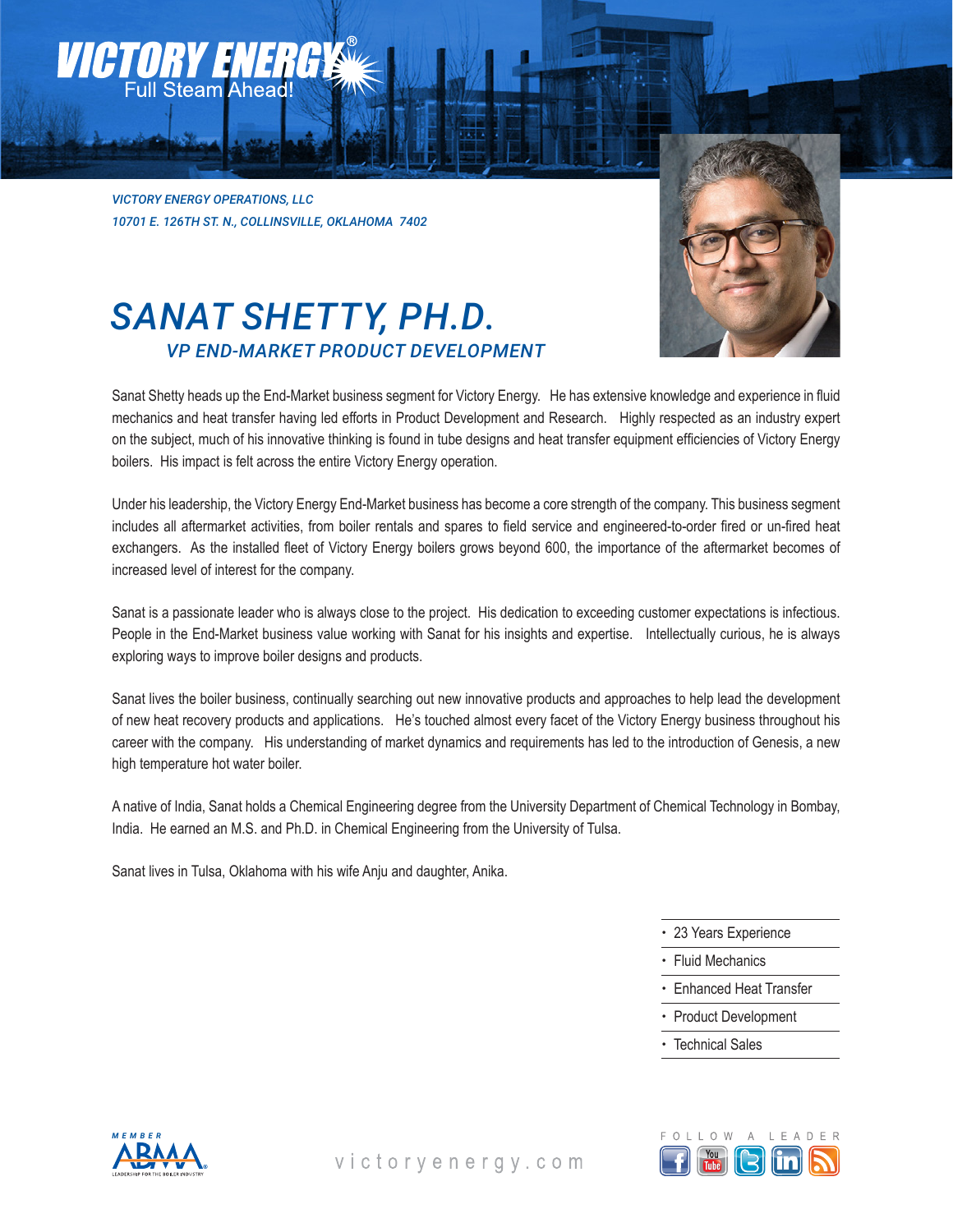VICTORY ENERGY OPERATIONS, LLC
10701 E. 126TH ST. N., COLLINSVILLE, OKLAHOMA 7402

# SANAT SHETTY, PH.D.

## VP END-MARKET PRODUCT DEVELOPMENT

Sanat Shetty heads up the End-Market business segment for Victory Energy. He has extensive knowledge and experience in fluid mechanics and heat transfer having led efforts in Product Development and Research. Highly respected as an industry expert on the subject, much of his innovative thinking is found in tube designs and heat transfer equipment efficiencies of Victory Energy boilers. His impact is felt across the entire Victory Energy operation.

Under his leadership, the Victory Energy End-Market business has become a core strength of the company. This business segment includes all aftermarket activities, from boiler rentals and spares to field service and engineered-to-order fired or un-fired heat exchangers. As the installed fleet of Victory Energy boilers grows beyond 600, the importance of the aftermarket becomes of increased level of interest for the company.

Sanat is a passionate leader who is always close to the project. His dedication to exceeding customer expectations is infectious. People in the End-Market business value working with Sanat for his insights and expertise. Intellectually curious, he is always exploring ways to improve boiler designs and products.

Sanat lives the boiler business, continually searching out new innovative products and approaches to help lead the development of new heat recovery products and applications. He's touched almost every facet of the Victory Energy business throughout his career with the company. His understanding of market dynamics and requirements has led to the introduction of Genesis, a new high temperature hot water boiler.

A native of India, Sanat holds a Chemical Engineering degree from the University Department of Chemical Technology in Bombay, India. He earned an M.S. and Ph.D. in Chemical Engineering from the University of Tulsa.

Sanat lives in Tulsa, Oklahoma with his wife Anju and daughter, Anika.

- 23 Years Experience
- Fluid Mechanics
- Enhanced Heat Transfer
- Product Development
- Technical Sales

victoryenergy.com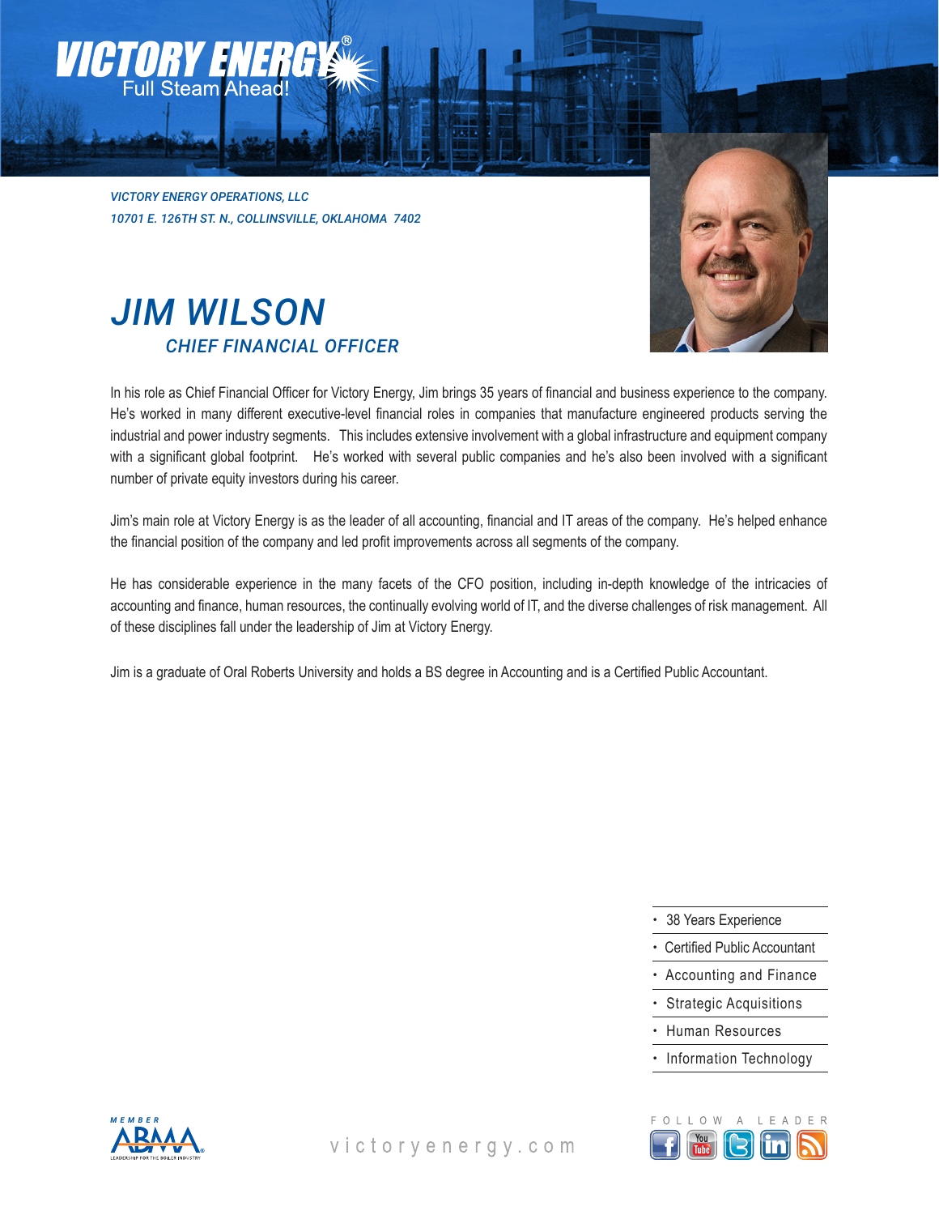VICTORY ENERGY®
Full Steam Ahead!

*VICTORY ENERGY OPERATIONS, LLC*
*10701 E. 126TH ST. N., COLLINSVILLE, OKLAHOMA 7402*

# JIM WILSON

## CHIEF FINANCIAL OFFICER

In his role as Chief Financial Officer for Victory Energy, Jim brings 35 years of financial and business experience to the company. He's worked in many different executive-level financial roles in companies that manufacture engineered products serving the industrial and power industry segments. This includes extensive involvement with a global infrastructure and equipment company with a significant global footprint. He's worked with several public companies and he's also been involved with a significant number of private equity investors during his career.

Jim's main role at Victory Energy is as the leader of all accounting, financial and IT areas of the company. He's helped enhance the financial position of the company and led profit improvements across all segments of the company.

He has considerable experience in the many facets of the CFO position, including in-depth knowledge of the intricacies of accounting and finance, human resources, the continually evolving world of IT, and the diverse challenges of risk management. All of these disciplines fall under the leadership of Jim at Victory Energy.

Jim is a graduate of Oral Roberts University and holds a BS degree in Accounting and is a Certified Public Accountant.

- 38 Years Experience
- Certified Public Accountant
- Accounting and Finance
- Strategic Acquisitions
- Human Resources
- Information Technology

MEMBER ABMA LEADERSHIP FOR THE BOILER INDUSTRY

victoryenergy.com

FOLLOW A LEADER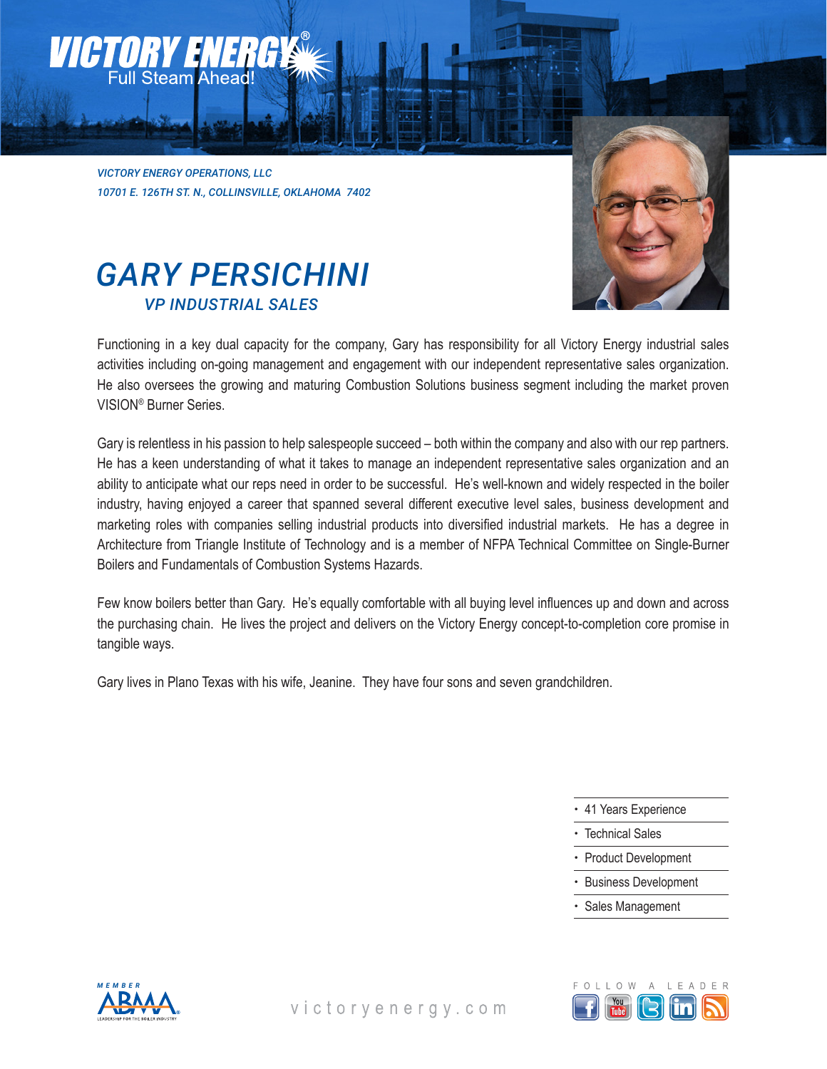VICTORY ENERGY®
Full Steam Ahead!

*VICTORY ENERGY OPERATIONS, LLC*
*10701 E. 126TH ST. N., COLLINSVILLE, OKLAHOMA 7402*

# GARY PERSICHINI

## *VP INDUSTRIAL SALES*

Functioning in a key dual capacity for the company, Gary has responsibility for all Victory Energy industrial sales activities including on-going management and engagement with our independent representative sales organization. He also oversees the growing and maturing Combustion Solutions business segment including the market proven VISION® Burner Series.

Gary is relentless in his passion to help salespeople succeed – both within the company and also with our rep partners. He has a keen understanding of what it takes to manage an independent representative sales organization and an ability to anticipate what our reps need in order to be successful. He's well-known and widely respected in the boiler industry, having enjoyed a career that spanned several different executive level sales, business development and marketing roles with companies selling industrial products into diversified industrial markets. He has a degree in Architecture from Triangle Institute of Technology and is a member of NFPA Technical Committee on Single-Burner Boilers and Fundamentals of Combustion Systems Hazards.

Few know boilers better than Gary. He's equally comfortable with all buying level influences up and down and across the purchasing chain. He lives the project and delivers on the Victory Energy concept-to-completion core promise in tangible ways.

Gary lives in Plano Texas with his wife, Jeanine. They have four sons and seven grandchildren.

- 41 Years Experience
- Technical Sales
- Product Development
- Business Development
- Sales Management

MEMBER ABMA LEADERSHIP FOR THE BOILER INDUSTRY

victoryenergy.com

FOLLOW A LEADER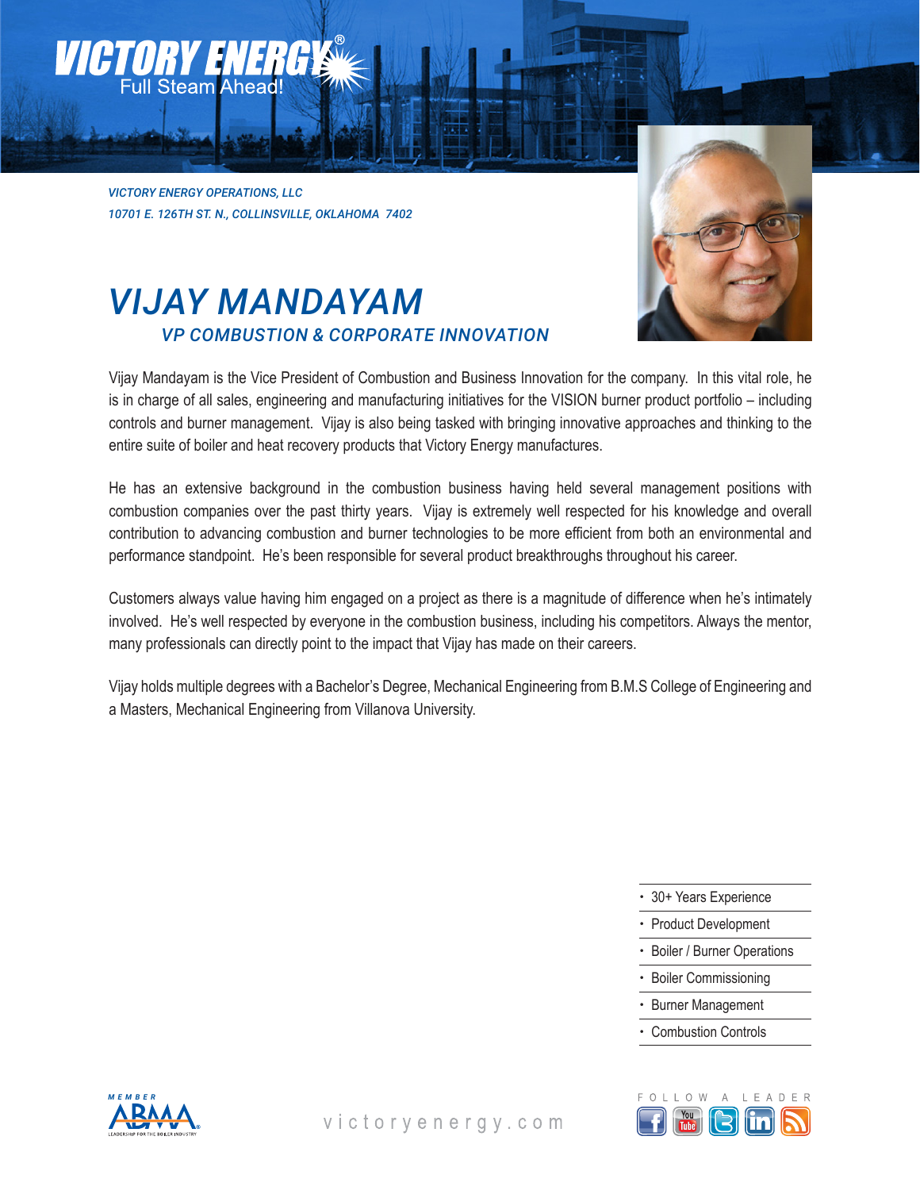VICTORY ENERGY®
Full Steam Ahead!

*VICTORY ENERGY OPERATIONS, LLC*
*10701 E. 126TH ST. N., COLLINSVILLE, OKLAHOMA 7402*

# VIJAY MANDAYAM

## VP COMBUSTION & CORPORATE INNOVATION

Vijay Mandayam is the Vice President of Combustion and Business Innovation for the company. In this vital role, he is in charge of all sales, engineering and manufacturing initiatives for the VISION burner product portfolio – including controls and burner management. Vijay is also being tasked with bringing innovative approaches and thinking to the entire suite of boiler and heat recovery products that Victory Energy manufactures.

He has an extensive background in the combustion business having held several management positions with combustion companies over the past thirty years. Vijay is extremely well respected for his knowledge and overall contribution to advancing combustion and burner technologies to be more efficient from both an environmental and performance standpoint. He's been responsible for several product breakthroughs throughout his career.

Customers always value having him engaged on a project as there is a magnitude of difference when he's intimately involved. He's well respected by everyone in the combustion business, including his competitors. Always the mentor, many professionals can directly point to the impact that Vijay has made on their careers.

Vijay holds multiple degrees with a Bachelor's Degree, Mechanical Engineering from B.M.S College of Engineering and a Masters, Mechanical Engineering from Villanova University.

- 30+ Years Experience
- Product Development
- Boiler / Burner Operations
- Boiler Commissioning
- Burner Management
- Combustion Controls

MEMBER ABMA LEADERSHIP FOR THE BOILER INDUSTRY

victoryenergy.com

FOLLOW A LEADER